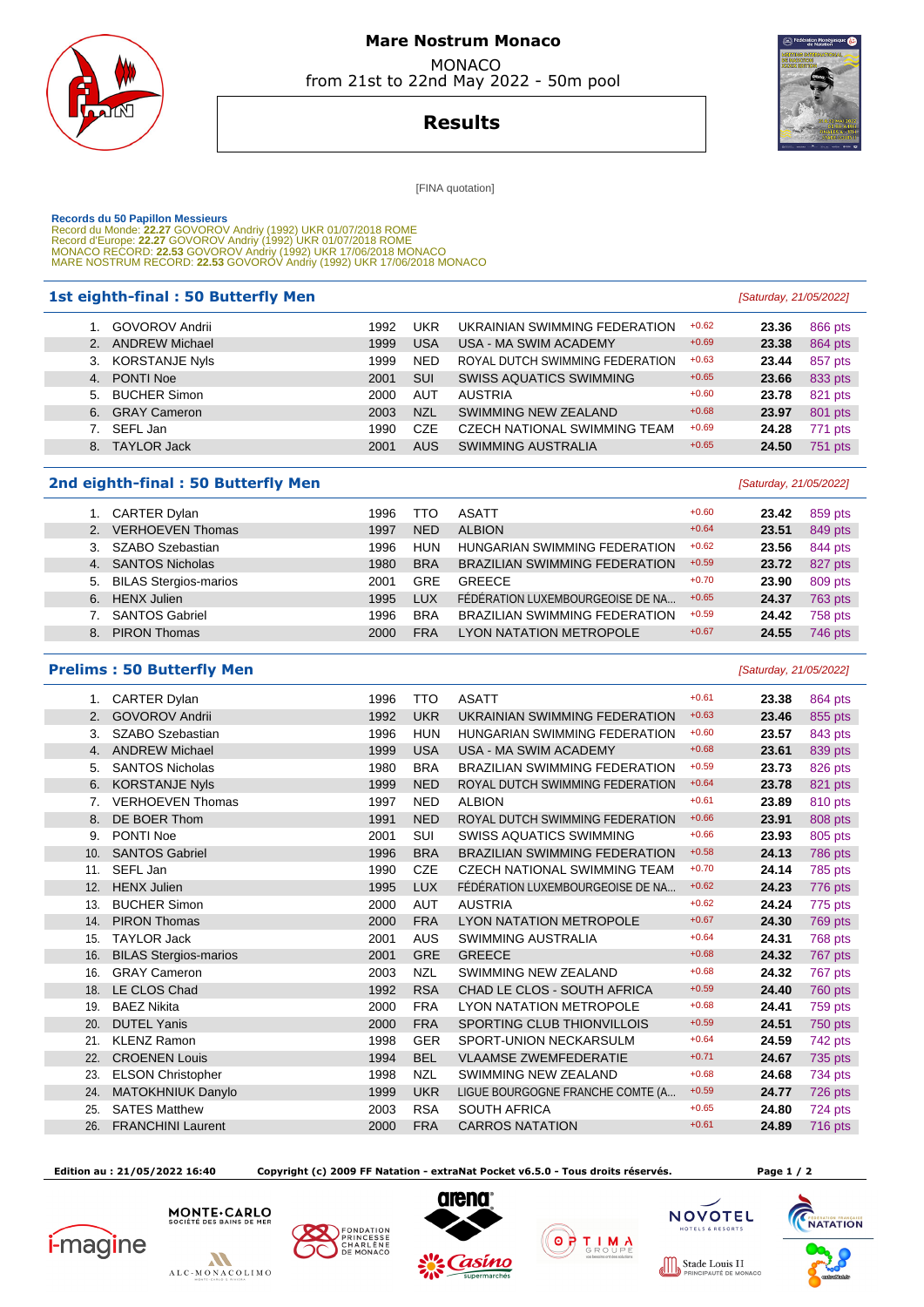# Mare Nostrum Monaco

MONACO
from 21st to 22nd May 2022 - 50m pool

## Results

[FINA quotation]

**Records du 50 Papillon Messieurs**
Record du Monde: **22.27** GOVOROV Andriy (1992) UKR 01/07/2018 ROME
Record d'Europe: **22.27** GOVOROV Andriy (1992) UKR 01/07/2018 ROME
MONACO RECORD: **22.53** GOVOROV Andriy (1992) UKR 17/06/2018 MONACO
MARE NOSTRUM RECORD: **22.53** GOVOROV Andriy (1992) UKR 17/06/2018 MONACO

### 1st eighth-final : 50 Butterfly Men

*[Saturday, 21/05/2022]*

| Rank | Name | Year | Nat | Club | RT | Time | Points |
|---|---|---|---|---|---|---|---|
| 1. | GOVOROV Andrii | 1992 | UKR | UKRAINIAN SWIMMING FEDERATION | +0.62 | 23.36 | 866 pts |
| 2. | ANDREW Michael | 1999 | USA | USA - MA SWIM ACADEMY | +0.69 | 23.38 | 864 pts |
| 3. | KORSTANJE Nyls | 1999 | NED | ROYAL DUTCH SWIMMING FEDERATION | +0.63 | 23.44 | 857 pts |
| 4. | PONTI Noe | 2001 | SUI | SWISS AQUATICS SWIMMING | +0.65 | 23.66 | 833 pts |
| 5. | BUCHER Simon | 2000 | AUT | AUSTRIA | +0.60 | 23.78 | 821 pts |
| 6. | GRAY Cameron | 2003 | NZL | SWIMMING NEW ZEALAND | +0.68 | 23.97 | 801 pts |
| 7. | SEFL Jan | 1990 | CZE | CZECH NATIONAL SWIMMING TEAM | +0.69 | 24.28 | 771 pts |
| 8. | TAYLOR Jack | 2001 | AUS | SWIMMING AUSTRALIA | +0.65 | 24.50 | 751 pts |

### 2nd eighth-final : 50 Butterfly Men

*[Saturday, 21/05/2022]*

| Rank | Name | Year | Nat | Club | RT | Time | Points |
|---|---|---|---|---|---|---|---|
| 1. | CARTER Dylan | 1996 | TTO | ASATT | +0.60 | 23.42 | 859 pts |
| 2. | VERHOEVEN Thomas | 1997 | NED | ALBION | +0.64 | 23.51 | 849 pts |
| 3. | SZABO Szebastian | 1996 | HUN | HUNGARIAN SWIMMING FEDERATION | +0.62 | 23.56 | 844 pts |
| 4. | SANTOS Nicholas | 1980 | BRA | BRAZILIAN SWIMMING FEDERATION | +0.59 | 23.72 | 827 pts |
| 5. | BILAS Stergios-marios | 2001 | GRE | GREECE | +0.70 | 23.90 | 809 pts |
| 6. | HENX Julien | 1995 | LUX | FÉDÉRATION LUXEMBOURGEOISE DE NA... | +0.65 | 24.37 | 763 pts |
| 7. | SANTOS Gabriel | 1996 | BRA | BRAZILIAN SWIMMING FEDERATION | +0.59 | 24.42 | 758 pts |
| 8. | PIRON Thomas | 2000 | FRA | LYON NATATION METROPOLE | +0.67 | 24.55 | 746 pts |

### Prelims : 50 Butterfly Men

*[Saturday, 21/05/2022]*

| Rank | Name | Year | Nat | Club | RT | Time | Points |
|---|---|---|---|---|---|---|---|
| 1. | CARTER Dylan | 1996 | TTO | ASATT | +0.61 | 23.38 | 864 pts |
| 2. | GOVOROV Andrii | 1992 | UKR | UKRAINIAN SWIMMING FEDERATION | +0.63 | 23.46 | 855 pts |
| 3. | SZABO Szebastian | 1996 | HUN | HUNGARIAN SWIMMING FEDERATION | +0.60 | 23.57 | 843 pts |
| 4. | ANDREW Michael | 1999 | USA | USA - MA SWIM ACADEMY | +0.68 | 23.61 | 839 pts |
| 5. | SANTOS Nicholas | 1980 | BRA | BRAZILIAN SWIMMING FEDERATION | +0.59 | 23.73 | 826 pts |
| 6. | KORSTANJE Nyls | 1999 | NED | ROYAL DUTCH SWIMMING FEDERATION | +0.64 | 23.78 | 821 pts |
| 7. | VERHOEVEN Thomas | 1997 | NED | ALBION | +0.61 | 23.89 | 810 pts |
| 8. | DE BOER Thom | 1991 | NED | ROYAL DUTCH SWIMMING FEDERATION | +0.66 | 23.91 | 808 pts |
| 9. | PONTI Noe | 2001 | SUI | SWISS AQUATICS SWIMMING | +0.66 | 23.93 | 805 pts |
| 10. | SANTOS Gabriel | 1996 | BRA | BRAZILIAN SWIMMING FEDERATION | +0.58 | 24.13 | 786 pts |
| 11. | SEFL Jan | 1990 | CZE | CZECH NATIONAL SWIMMING TEAM | +0.70 | 24.14 | 785 pts |
| 12. | HENX Julien | 1995 | LUX | FÉDÉRATION LUXEMBOURGEOISE DE NA... | +0.62 | 24.23 | 776 pts |
| 13. | BUCHER Simon | 2000 | AUT | AUSTRIA | +0.62 | 24.24 | 775 pts |
| 14. | PIRON Thomas | 2000 | FRA | LYON NATATION METROPOLE | +0.67 | 24.30 | 769 pts |
| 15. | TAYLOR Jack | 2001 | AUS | SWIMMING AUSTRALIA | +0.64 | 24.31 | 768 pts |
| 16. | BILAS Stergios-marios | 2001 | GRE | GREECE | +0.68 | 24.32 | 767 pts |
| 16. | GRAY Cameron | 2003 | NZL | SWIMMING NEW ZEALAND | +0.68 | 24.32 | 767 pts |
| 18. | LE CLOS Chad | 1992 | RSA | CHAD LE CLOS - SOUTH AFRICA | +0.59 | 24.40 | 760 pts |
| 19. | BAEZ Nikita | 2000 | FRA | LYON NATATION METROPOLE | +0.68 | 24.41 | 759 pts |
| 20. | DUTEL Yanis | 2000 | FRA | SPORTING CLUB THIONVILLOIS | +0.59 | 24.51 | 750 pts |
| 21. | KLENZ Ramon | 1998 | GER | SPORT-UNION NECKARSULM | +0.64 | 24.59 | 742 pts |
| 22. | CROENEN Louis | 1994 | BEL | VLAAMSE ZWEMFEDERATIE | +0.71 | 24.67 | 735 pts |
| 23. | ELSON Christopher | 1998 | NZL | SWIMMING NEW ZEALAND | +0.68 | 24.68 | 734 pts |
| 24. | MATOKHNIUK Danylo | 1999 | UKR | LIGUE BOURGOGNE FRANCHE COMTE (A... | +0.59 | 24.77 | 726 pts |
| 25. | SATES Matthew | 2003 | RSA | SOUTH AFRICA | +0.65 | 24.80 | 724 pts |
| 26. | FRANCHINI Laurent | 2000 | FRA | CARROS NATATION | +0.61 | 24.89 | 716 pts |

**Edition au : 21/05/2022 16:40** **Copyright (c) 2009 FF Natation - extraNat Pocket v6.5.0 - Tous droits réservés.**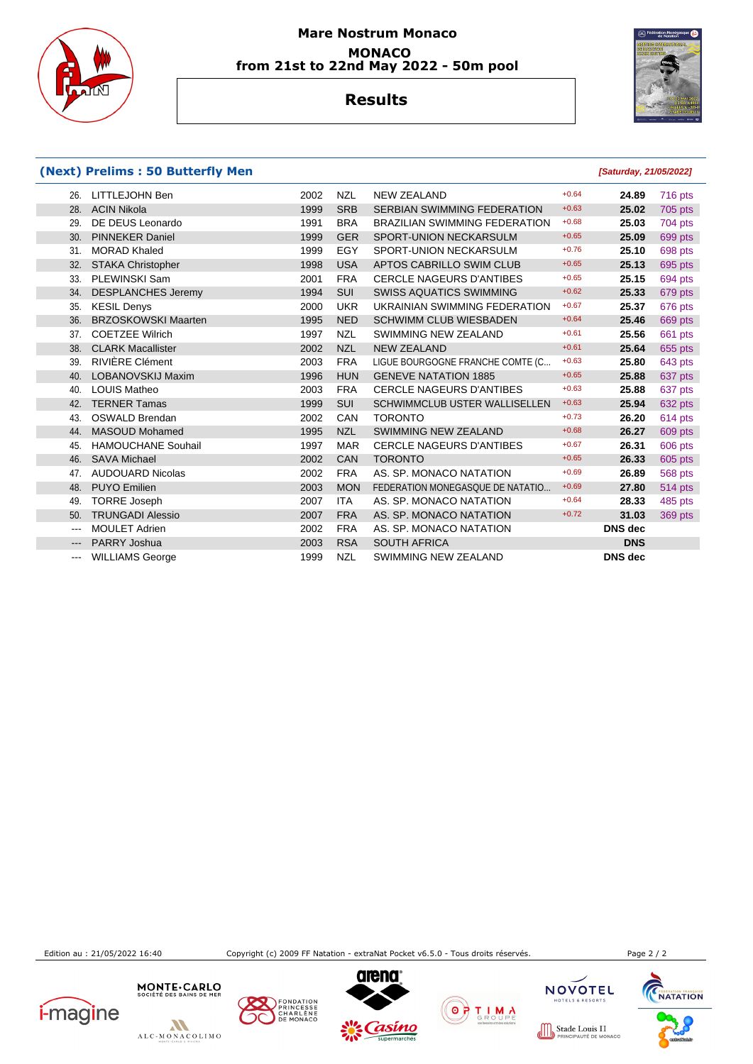**Mare Nostrum Monaco**

**MONACO**
**from 21st to 22nd May 2022 - 50m pool**

## Results

### (Next) Prelims : 50 Butterfly Men

*[Saturday, 21/05/2022]*

| | | | | | | | |
|---|---|---|---|---|---|---|---|
| 26. | LITTLEJOHN Ben | 2002 | NZL | NEW ZEALAND | +0.64 | **24.89** | 716 pts |
| 28. | ACIN Nikola | 1999 | SRB | SERBIAN SWIMMING FEDERATION | +0.63 | **25.02** | 705 pts |
| 29. | DE DEUS Leonardo | 1991 | BRA | BRAZILIAN SWIMMING FEDERATION | +0.68 | **25.03** | 704 pts |
| 30. | PINNEKER Daniel | 1999 | GER | SPORT-UNION NECKARSULM | +0.65 | **25.09** | 699 pts |
| 31. | MORAD Khaled | 1999 | EGY | SPORT-UNION NECKARSULM | +0.76 | **25.10** | 698 pts |
| 32. | STAKA Christopher | 1998 | USA | APTOS CABRILLO SWIM CLUB | +0.65 | **25.13** | 695 pts |
| 33. | PLEWINSKI Sam | 2001 | FRA | CERCLE NAGEURS D'ANTIBES | +0.65 | **25.15** | 694 pts |
| 34. | DESPLANCHES Jeremy | 1994 | SUI | SWISS AQUATICS SWIMMING | +0.62 | **25.33** | 679 pts |
| 35. | KESIL Denys | 2000 | UKR | UKRAINIAN SWIMMING FEDERATION | +0.67 | **25.37** | 676 pts |
| 36. | BRZOSKOWSKI Maarten | 1995 | NED | SCHWIMM CLUB WIESBADEN | +0.64 | **25.46** | 669 pts |
| 37. | COETZEE Wilrich | 1997 | NZL | SWIMMING NEW ZEALAND | +0.61 | **25.56** | 661 pts |
| 38. | CLARK Macallister | 2002 | NZL | NEW ZEALAND | +0.61 | **25.64** | 655 pts |
| 39. | RIVIÈRE Clément | 2003 | FRA | LIGUE BOURGOGNE FRANCHE COMTE (C... | +0.63 | **25.80** | 643 pts |
| 40. | LOBANOVSKIJ Maxim | 1996 | HUN | GENEVE NATATION 1885 | +0.65 | **25.88** | 637 pts |
| 40. | LOUIS Matheo | 2003 | FRA | CERCLE NAGEURS D'ANTIBES | +0.63 | **25.88** | 637 pts |
| 42. | TERNER Tamas | 1999 | SUI | SCHWIMMCLUB USTER WALLISELLEN | +0.63 | **25.94** | 632 pts |
| 43. | OSWALD Brendan | 2002 | CAN | TORONTO | +0.73 | **26.20** | 614 pts |
| 44. | MASOUD Mohamed | 1995 | NZL | SWIMMING NEW ZEALAND | +0.68 | **26.27** | 609 pts |
| 45. | HAMOUCHANE Souhail | 1997 | MAR | CERCLE NAGEURS D'ANTIBES | +0.67 | **26.31** | 606 pts |
| 46. | SAVA Michael | 2002 | CAN | TORONTO | +0.65 | **26.33** | 605 pts |
| 47. | AUDOUARD Nicolas | 2002 | FRA | AS. SP. MONACO NATATION | +0.69 | **26.89** | 568 pts |
| 48. | PUYO Emilien | 2003 | MON | FEDERATION MONEGASQUE DE NATATIO... | +0.69 | **27.80** | 514 pts |
| 49. | TORRE Joseph | 2007 | ITA | AS. SP. MONACO NATATION | +0.64 | **28.33** | 485 pts |
| 50. | TRUNGADI Alessio | 2007 | FRA | AS. SP. MONACO NATATION | +0.72 | **31.03** | 369 pts |
| --- | MOULET Adrien | 2002 | FRA | AS. SP. MONACO NATATION | | **DNS dec** | |
| --- | PARRY Joshua | 2003 | RSA | SOUTH AFRICA | | **DNS** | |
| --- | WILLIAMS George | 1999 | NZL | SWIMMING NEW ZEALAND | | **DNS dec** | |

Edition au : 21/05/2022 16:40 Copyright (c) 2009 FF Natation - extraNat Pocket v6.5.0 - Tous droits réservés.